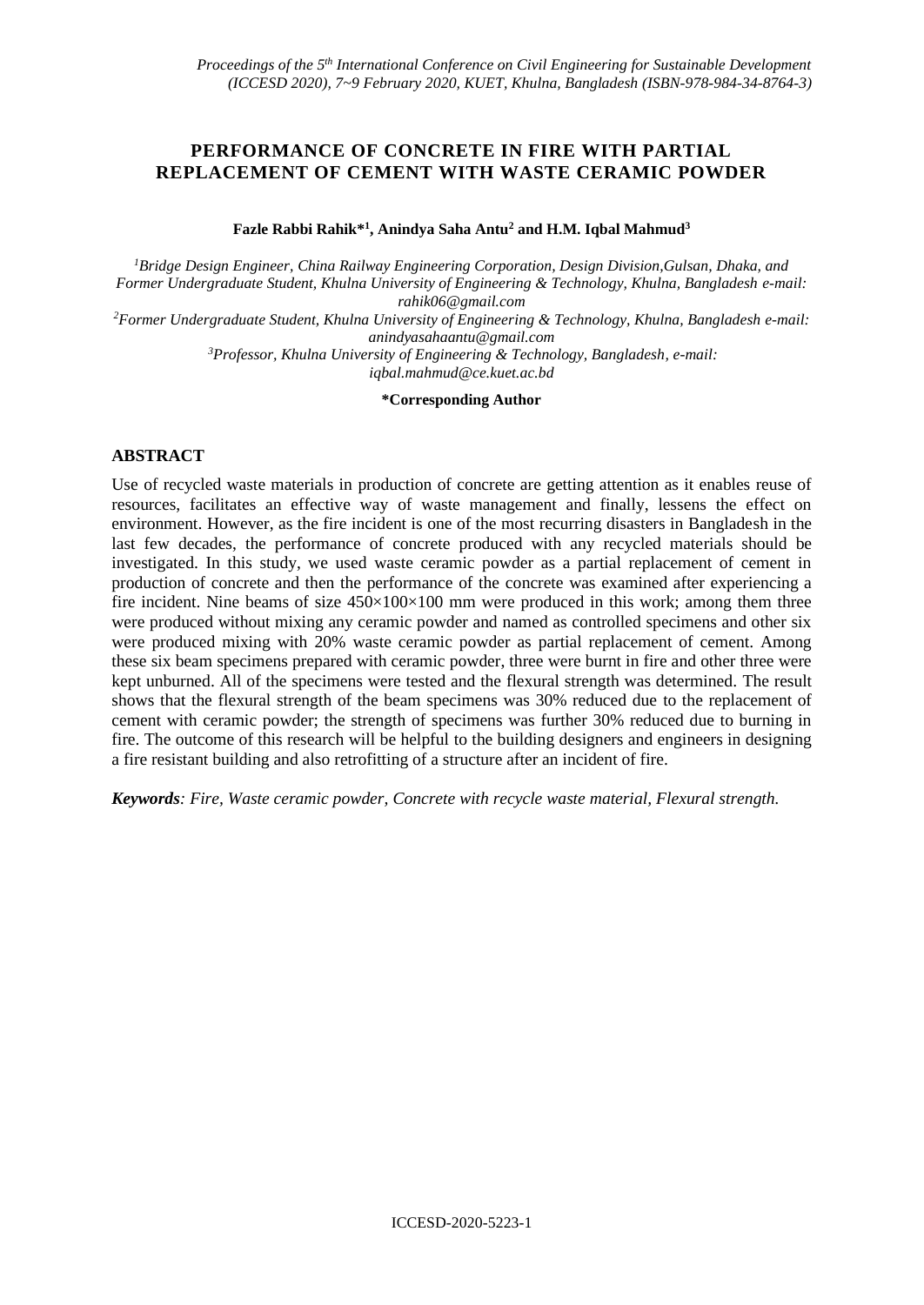# PERFORMANCE OF CONCRETE IN FIRE WITH PARTIAL REPLACEMENT OF CEMENT WITH WASTE CERAMIC POWDER

**Fazle Rabbi Rahik*[1], Anindya Saha Antu[2] and H.M. Iqbal Mahmud[3]**

*[1]Bridge Design Engineer, China Railway Engineering Corporation, Design Division,Gulsan, Dhaka, and Former Undergraduate Student, Khulna University of Engineering & Technology, Khulna, Bangladesh e-mail: rahik06@gmail.com*

*[2]Former Undergraduate Student, Khulna University of Engineering & Technology, Khulna, Bangladesh e-mail: anindyasahaantu@gmail.com*

*[3]Professor, Khulna University of Engineering & Technology, Bangladesh, e-mail: iqbal.mahmud@ce.kuet.ac.bd*

**\*Corresponding Author**

## ABSTRACT

Use of recycled waste materials in production of concrete are getting attention as it enables reuse of resources, facilitates an effective way of waste management and finally, lessens the effect on environment. However, as the fire incident is one of the most recurring disasters in Bangladesh in the last few decades, the performance of concrete produced with any recycled materials should be investigated. In this study, we used waste ceramic powder as a partial replacement of cement in production of concrete and then the performance of the concrete was examined after experiencing a fire incident. Nine beams of size 450×100×100 mm were produced in this work; among them three were produced without mixing any ceramic powder and named as controlled specimens and other six were produced mixing with 20% waste ceramic powder as partial replacement of cement. Among these six beam specimens prepared with ceramic powder, three were burnt in fire and other three were kept unburned. All of the specimens were tested and the flexural strength was determined. The result shows that the flexural strength of the beam specimens was 30% reduced due to the replacement of cement with ceramic powder; the strength of specimens was further 30% reduced due to burning in fire. The outcome of this research will be helpful to the building designers and engineers in designing a fire resistant building and also retrofitting of a structure after an incident of fire.

***Keywords****: Fire, Waste ceramic powder, Concrete with recycle waste material, Flexural strength.*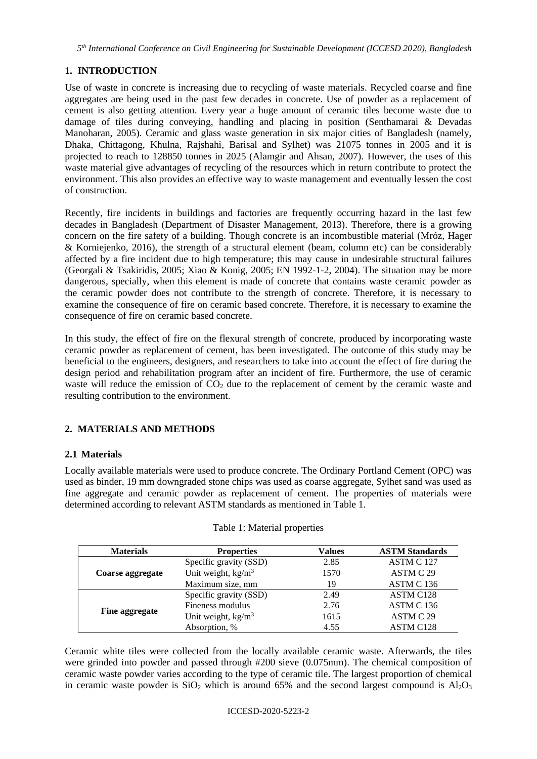## 1. INTRODUCTION

Use of waste in concrete is increasing due to recycling of waste materials. Recycled coarse and fine aggregates are being used in the past few decades in concrete. Use of powder as a replacement of cement is also getting attention. Every year a huge amount of ceramic tiles become waste due to damage of tiles during conveying, handling and placing in position (Senthamarai & Devadas Manoharan, 2005). Ceramic and glass waste generation in six major cities of Bangladesh (namely, Dhaka, Chittagong, Khulna, Rajshahi, Barisal and Sylhet) was 21075 tonnes in 2005 and it is projected to reach to 128850 tonnes in 2025 (Alamgir and Ahsan, 2007). However, the uses of this waste material give advantages of recycling of the resources which in return contribute to protect the environment. This also provides an effective way to waste management and eventually lessen the cost of construction.

Recently, fire incidents in buildings and factories are frequently occurring hazard in the last few decades in Bangladesh (Department of Disaster Management, 2013). Therefore, there is a growing concern on the fire safety of a building. Though concrete is an incombustible material (Mróz, Hager & Korniejenko, 2016), the strength of a structural element (beam, column etc) can be considerably affected by a fire incident due to high temperature; this may cause in undesirable structural failures (Georgali & Tsakiridis, 2005; Xiao & Konig, 2005; EN 1992-1-2, 2004). The situation may be more dangerous, specially, when this element is made of concrete that contains waste ceramic powder as the ceramic powder does not contribute to the strength of concrete. Therefore, it is necessary to examine the consequence of fire on ceramic based concrete. Therefore, it is necessary to examine the consequence of fire on ceramic based concrete.

In this study, the effect of fire on the flexural strength of concrete, produced by incorporating waste ceramic powder as replacement of cement, has been investigated. The outcome of this study may be beneficial to the engineers, designers, and researchers to take into account the effect of fire during the design period and rehabilitation program after an incident of fire. Furthermore, the use of ceramic waste will reduce the emission of $CO_2$ due to the replacement of cement by the ceramic waste and resulting contribution to the environment.

## 2. MATERIALS AND METHODS

### 2.1 Materials

Locally available materials were used to produce concrete. The Ordinary Portland Cement (OPC) was used as binder, 19 mm downgraded stone chips was used as coarse aggregate, Sylhet sand was used as fine aggregate and ceramic powder as replacement of cement. The properties of materials were determined according to relevant ASTM standards as mentioned in Table 1.

Table 1: Material properties

| Materials | Properties | Values | ASTM Standards |
|---|---|---|---|
| **Coarse aggregate** | Specific gravity (SSD) | 2.85 | ASTM C 127 |
| | Unit weight, $kg/m^3$ | 1570 | ASTM C 29 |
| | Maximum size, mm | 19 | ASTM C 136 |
| **Fine aggregate** | Specific gravity (SSD) | 2.49 | ASTM C128 |
| | Fineness modulus | 2.76 | ASTM C 136 |
| | Unit weight, $kg/m^3$ | 1615 | ASTM C 29 |
| | Absorption, % | 4.55 | ASTM C128 |

Ceramic white tiles were collected from the locally available ceramic waste. Afterwards, the tiles were grinded into powder and passed through #200 sieve (0.075mm). The chemical composition of ceramic waste powder varies according to the type of ceramic tile. The largest proportion of chemical in ceramic waste powder is $SiO_2$ which is around 65% and the second largest compound is $Al_2O_3$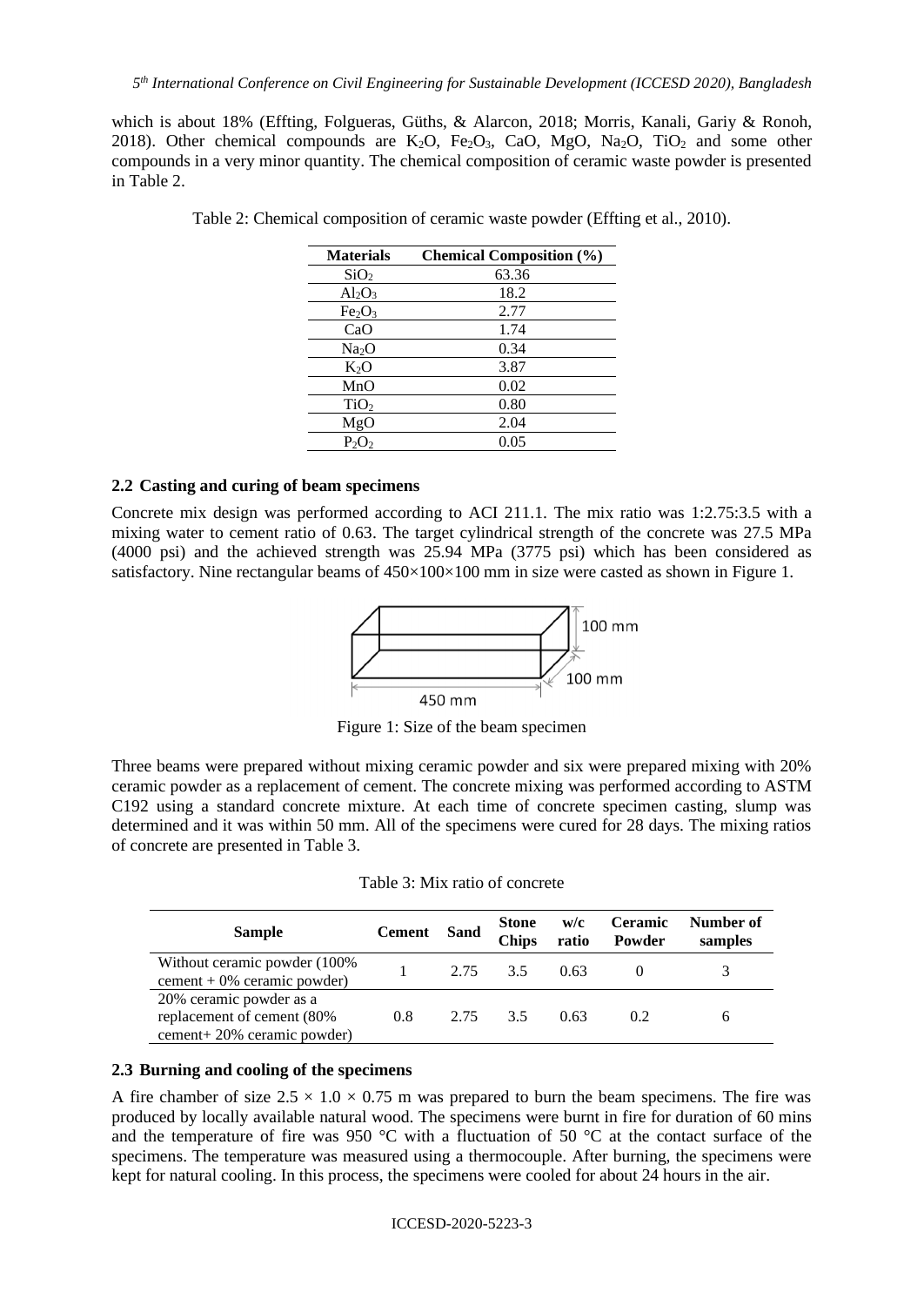which is about 18% (Effting, Folgueras, Güths, & Alarcon, 2018; Morris, Kanali, Gariy & Ronoh, 2018). Other chemical compounds are $K_2O$, $Fe_2O_3$, CaO, MgO, $Na_2O$, $TiO_2$ and some other compounds in a very minor quantity. The chemical composition of ceramic waste powder is presented in Table 2.

Table 2: Chemical composition of ceramic waste powder (Effting et al., 2010).

| Materials | Chemical Composition (%) |
|---|---|
| $SiO_2$ | 63.36 |
| $Al_2O_3$ | 18.2 |
| $Fe_2O_3$ | 2.77 |
| CaO | 1.74 |
| $Na_2O$ | 0.34 |
| $K_2O$ | 3.87 |
| MnO | 0.02 |
| $TiO_2$ | 0.80 |
| MgO | 2.04 |
| $P_2O_2$ | 0.05 |

### 2.2 Casting and curing of beam specimens

Concrete mix design was performed according to ACI 211.1. The mix ratio was 1:2.75:3.5 with a mixing water to cement ratio of 0.63. The target cylindrical strength of the concrete was 27.5 MPa (4000 psi) and the achieved strength was 25.94 MPa (3775 psi) which has been considered as satisfactory. Nine rectangular beams of 450×100×100 mm in size were casted as shown in Figure 1.

Figure 1: Size of the beam specimen

Three beams were prepared without mixing ceramic powder and six were prepared mixing with 20% ceramic powder as a replacement of cement. The concrete mixing was performed according to ASTM C192 using a standard concrete mixture. At each time of concrete specimen casting, slump was determined and it was within 50 mm. All of the specimens were cured for 28 days. The mixing ratios of concrete are presented in Table 3.

Table 3: Mix ratio of concrete

| Sample | Cement | Sand | Stone Chips | w/c ratio | Ceramic Powder | Number of samples |
|---|---|---|---|---|---|---|
| Without ceramic powder (100% cement + 0% ceramic powder) | 1 | 2.75 | 3.5 | 0.63 | 0 | 3 |
| 20% ceramic powder as a replacement of cement (80% cement+ 20% ceramic powder) | 0.8 | 2.75 | 3.5 | 0.63 | 0.2 | 6 |

### 2.3 Burning and cooling of the specimens

A fire chamber of size 2.5 × 1.0 × 0.75 m was prepared to burn the beam specimens. The fire was produced by locally available natural wood. The specimens were burnt in fire for duration of 60 mins and the temperature of fire was 950 °C with a fluctuation of 50 °C at the contact surface of the specimens. The temperature was measured using a thermocouple. After burning, the specimens were kept for natural cooling. In this process, the specimens were cooled for about 24 hours in the air.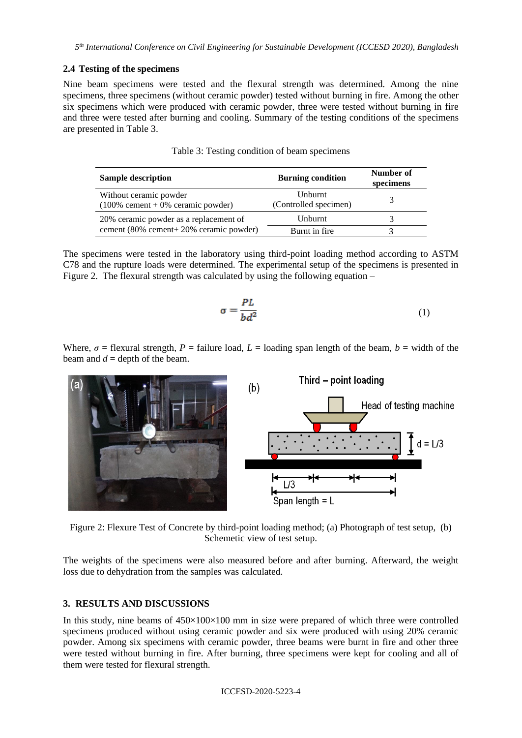### 2.4 Testing of the specimens

Nine beam specimens were tested and the flexural strength was determined. Among the nine specimens, three specimens (without ceramic powder) tested without burning in fire. Among the other six specimens which were produced with ceramic powder, three were tested without burning in fire and three were tested after burning and cooling. Summary of the testing conditions of the specimens are presented in Table 3.

Table 3: Testing condition of beam specimens

| Sample description | Burning condition | Number of specimens |
|---|---|---|
| Without ceramic powder (100% cement + 0% ceramic powder) | Unburnt (Controlled specimen) | 3 |
| 20% ceramic powder as a replacement of cement (80% cement+ 20% ceramic powder) | Unburnt | 3 |
| | Burnt in fire | 3 |

The specimens were tested in the laboratory using third-point loading method according to ASTM C78 and the rupture loads were determined. The experimental setup of the specimens is presented in Figure 2. The flexural strength was calculated by using the following equation –

$$\sigma = \frac{PL}{bd^2} \quad (1)$$

Where, $\sigma$ = flexural strength, $P$ = failure load, $L$ = loading span length of the beam, $b$ = width of the beam and $d$ = depth of the beam.

Figure 2: Flexure Test of Concrete by third-point loading method; (a) Photograph of test setup, (b) Schemetic view of test setup.

The weights of the specimens were also measured before and after burning. Afterward, the weight loss due to dehydration from the samples was calculated.

## 3. RESULTS AND DISCUSSIONS

In this study, nine beams of 450×100×100 mm in size were prepared of which three were controlled specimens produced without using ceramic powder and six were produced with using 20% ceramic powder. Among six specimens with ceramic powder, three beams were burnt in fire and other three were tested without burning in fire. After burning, three specimens were kept for cooling and all of them were tested for flexural strength.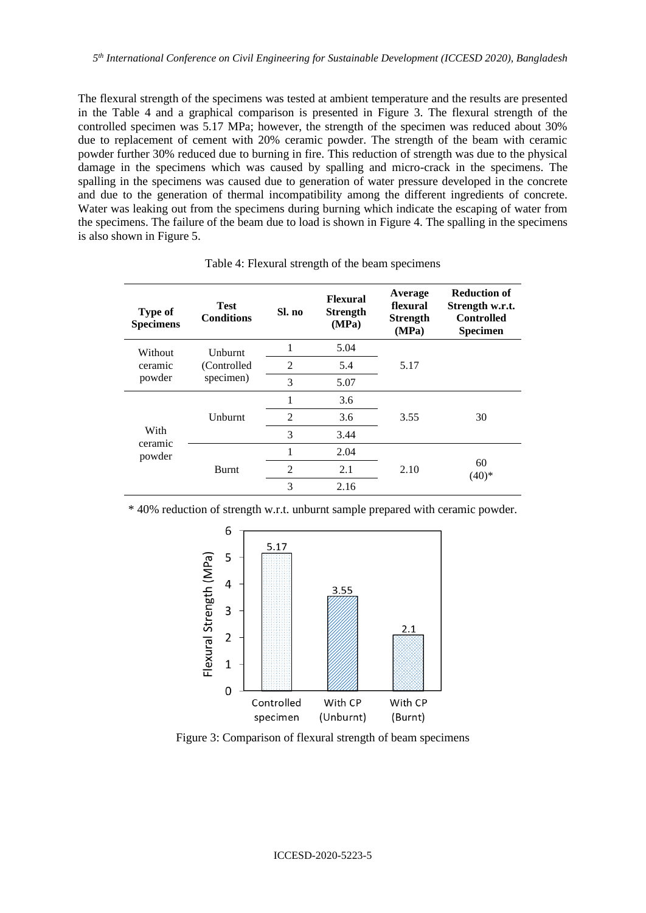The flexural strength of the specimens was tested at ambient temperature and the results are presented in the Table 4 and a graphical comparison is presented in Figure 3. The flexural strength of the controlled specimen was 5.17 MPa; however, the strength of the specimen was reduced about 30% due to replacement of cement with 20% ceramic powder. The strength of the beam with ceramic powder further 30% reduced due to burning in fire. This reduction of strength was due to the physical damage in the specimens which was caused by spalling and micro-crack in the specimens. The spalling in the specimens was caused due to generation of water pressure developed in the concrete and due to the generation of thermal incompatibility among the different ingredients of concrete. Water was leaking out from the specimens during burning which indicate the escaping of water from the specimens. The failure of the beam due to load is shown in Figure 4. The spalling in the specimens is also shown in Figure 5.

Table 4: Flexural strength of the beam specimens

| Type of Specimens | Test Conditions | Sl. no | Flexural Strength (MPa) | Average flexural Strength (MPa) | Reduction of Strength w.r.t. Controlled Specimen |
|---|---|---|---|---|---|
| Without ceramic powder | Unburnt (Controlled specimen) | 1 | 5.04 | 5.17 | |
| | | 2 | 5.4 | | |
| | | 3 | 5.07 | | |
| With ceramic powder | Unburnt | 1 | 3.6 | 3.55 | 30 |
| | | 2 | 3.6 | | |
| | | 3 | 3.44 | | |
| | Burnt | 1 | 2.04 | 2.10 | 60 (40)* |
| | | 2 | 2.1 | | |
| | | 3 | 2.16 | | |

* 40% reduction of strength w.r.t. unburnt sample prepared with ceramic powder.

| | Controlled specimen | With CP (Unburnt) | With CP (Burnt) |
|---|---|---|---|
| Flexural Strength (MPa) | 5.17 | 3.55 | 2.1 |

Figure 3: Comparison of flexural strength of beam specimens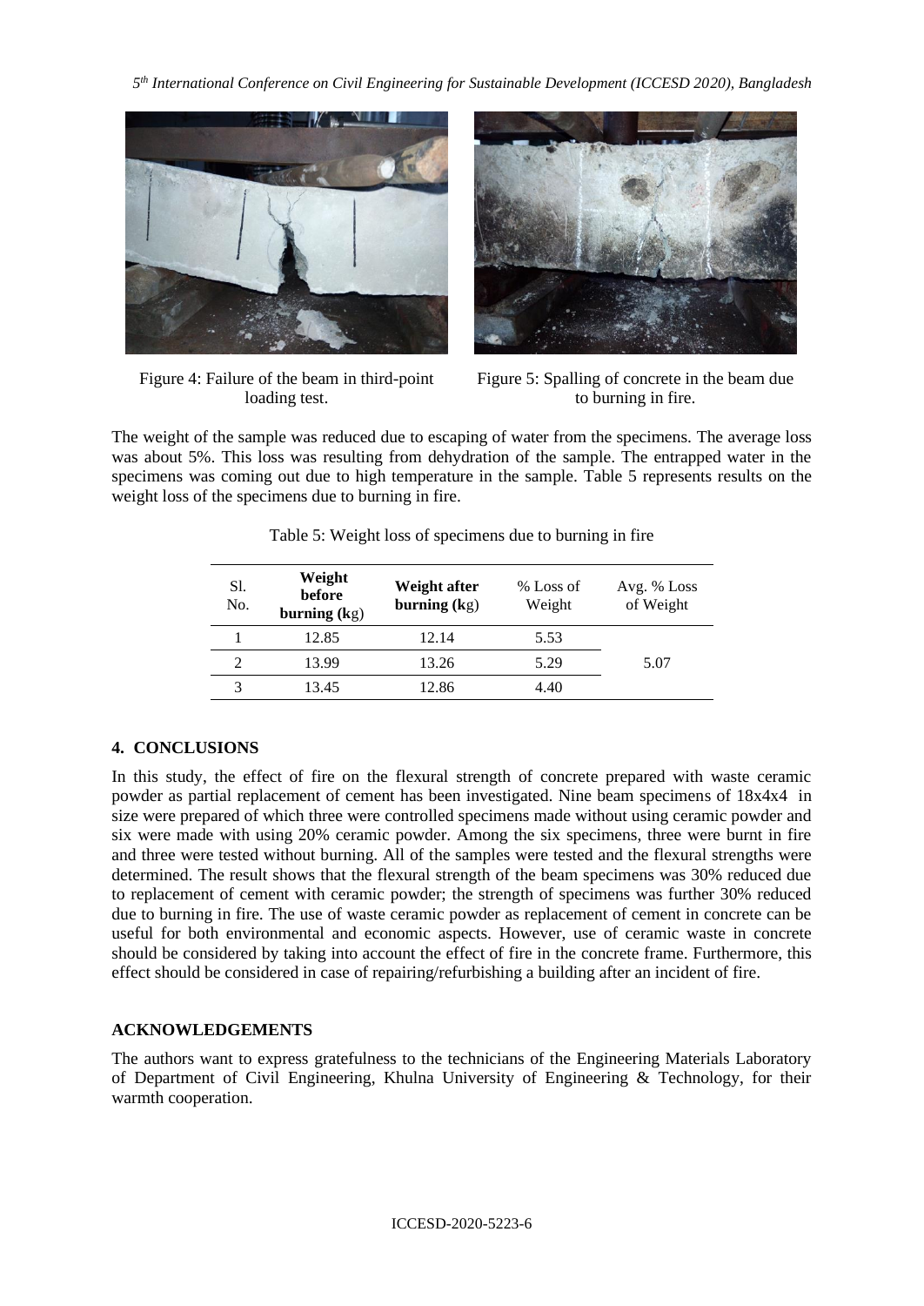Figure 4: Failure of the beam in third-point loading test.

Figure 5: Spalling of concrete in the beam due to burning in fire.

The weight of the sample was reduced due to escaping of water from the specimens. The average loss was about 5%. This loss was resulting from dehydration of the sample. The entrapped water in the specimens was coming out due to high temperature in the sample. Table 5 represents results on the weight loss of the specimens due to burning in fire.

Table 5: Weight loss of specimens due to burning in fire

| Sl. No. | **Weight before burning (kg)** | **Weight after burning (kg)** | % Loss of Weight | Avg. % Loss of Weight |
|---|---|---|---|---|
| 1 | 12.85 | 12.14 | 5.53 | |
| 2 | 13.99 | 13.26 | 5.29 | 5.07 |
| 3 | 13.45 | 12.86 | 4.40 | |

## 4. CONCLUSIONS

In this study, the effect of fire on the flexural strength of concrete prepared with waste ceramic powder as partial replacement of cement has been investigated. Nine beam specimens of 18x4x4 in size were prepared of which three were controlled specimens made without using ceramic powder and six were made with using 20% ceramic powder. Among the six specimens, three were burnt in fire and three were tested without burning. All of the samples were tested and the flexural strengths were determined. The result shows that the flexural strength of the beam specimens was 30% reduced due to replacement of cement with ceramic powder; the strength of specimens was further 30% reduced due to burning in fire. The use of waste ceramic powder as replacement of cement in concrete can be useful for both environmental and economic aspects. However, use of ceramic waste in concrete should be considered by taking into account the effect of fire in the concrete frame. Furthermore, this effect should be considered in case of repairing/refurbishing a building after an incident of fire.

## ACKNOWLEDGEMENTS

The authors want to express gratefulness to the technicians of the Engineering Materials Laboratory of Department of Civil Engineering, Khulna University of Engineering & Technology, for their warmth cooperation.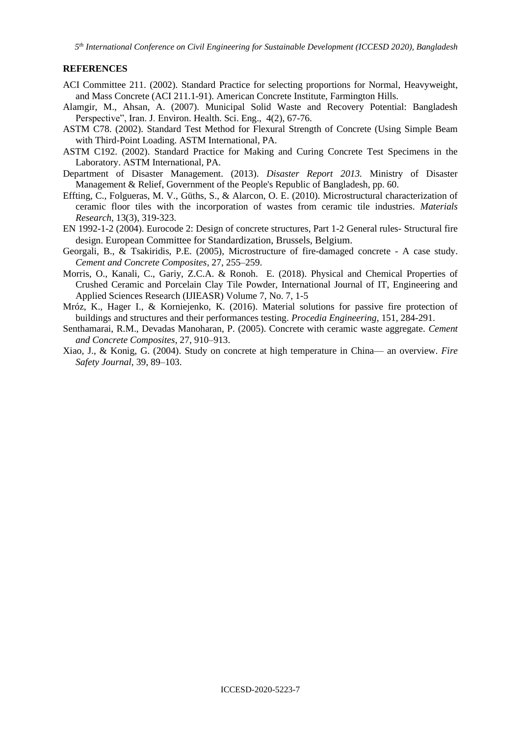## REFERENCES

ACI Committee 211. (2002). Standard Practice for selecting proportions for Normal, Heavyweight, and Mass Concrete (ACI 211.1-91). American Concrete Institute, Farmington Hills.

Alamgir, M., Ahsan, A. (2007). Municipal Solid Waste and Recovery Potential: Bangladesh Perspective", Iran. J. Environ. Health. Sci. Eng., 4(2), 67-76.

ASTM C78. (2002). Standard Test Method for Flexural Strength of Concrete (Using Simple Beam with Third-Point Loading. ASTM International, PA.

ASTM C192. (2002). Standard Practice for Making and Curing Concrete Test Specimens in the Laboratory. ASTM International, PA.

Department of Disaster Management. (2013). *Disaster Report 2013.* Ministry of Disaster Management & Relief, Government of the People's Republic of Bangladesh, pp. 60.

Effting, C., Folgueras, M. V., Güths, S., & Alarcon, O. E. (2010). Microstructural characterization of ceramic floor tiles with the incorporation of wastes from ceramic tile industries. *Materials Research*, 13(3), 319-323.

EN 1992-1-2 (2004). Eurocode 2: Design of concrete structures, Part 1-2 General rules- Structural fire design. European Committee for Standardization, Brussels, Belgium.

Georgali, B., & Tsakiridis, P.E. (2005), Microstructure of fire-damaged concrete - A case study. *Cement and Concrete Composites*, 27, 255–259.

Morris, O., Kanali, C., Gariy, Z.C.A. & Ronoh. E. (2018). Physical and Chemical Properties of Crushed Ceramic and Porcelain Clay Tile Powder, International Journal of IT, Engineering and Applied Sciences Research (IJIEASR) Volume 7, No. 7, 1-5

Mróz, K., Hager I., & Korniejenko, K. (2016). Material solutions for passive fire protection of buildings and structures and their performances testing. *Procedia Engineering*, 151, 284-291.

Senthamarai, R.M., Devadas Manoharan, P. (2005). Concrete with ceramic waste aggregate. *Cement and Concrete Composites*, 27, 910–913.

Xiao, J., & Konig, G. (2004). Study on concrete at high temperature in China— an overview. *Fire Safety Journal,* 39, 89–103.